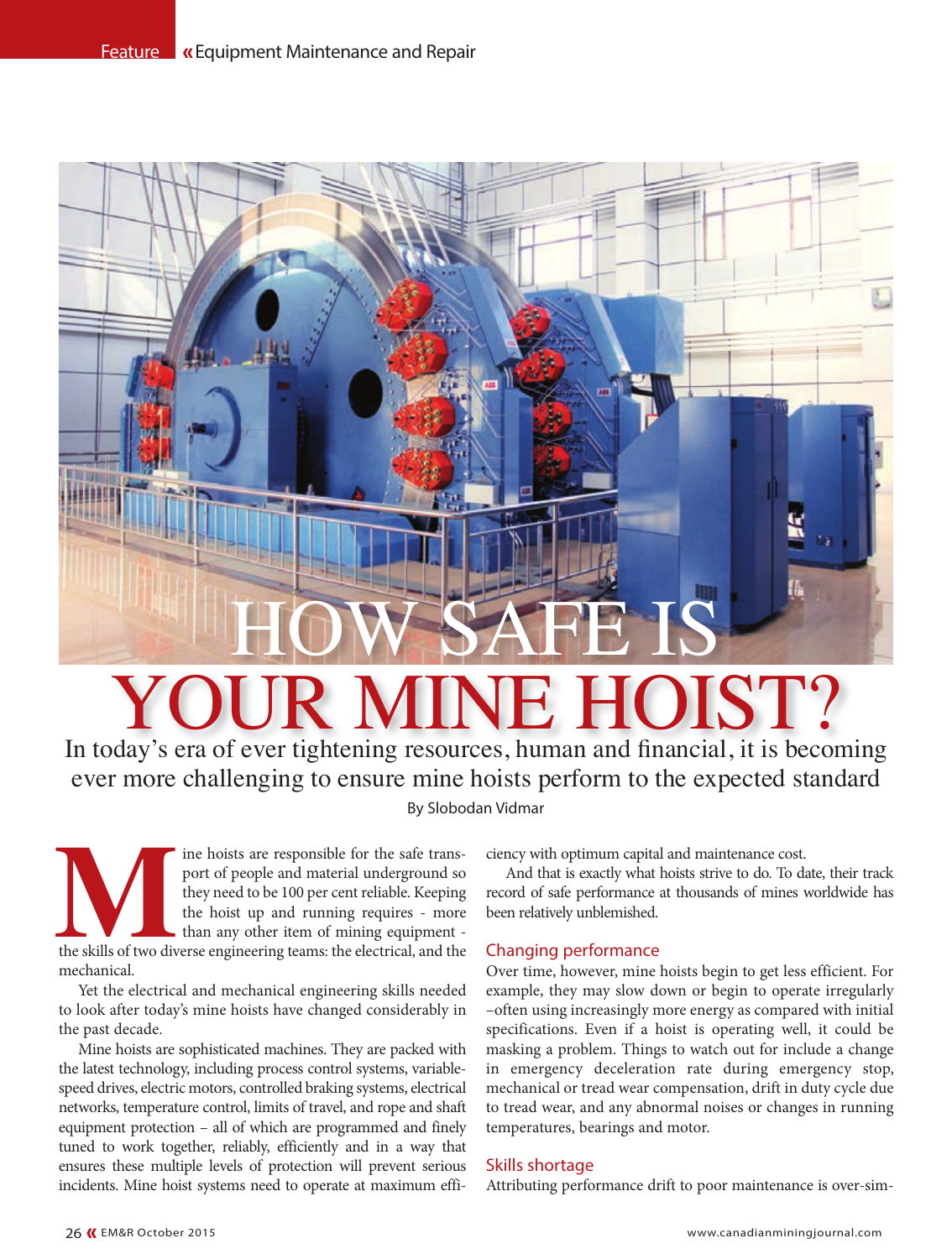# HOW SAFE IS YOUR MINE HOIST?

In today's era of ever tightening resources, human and financial, it is becoming ever more challenging to ensure mine hoists perform to the expected standard

By Slobodan Vidmar

Mine hoists are responsible for the safe transport of people and material underground so they need to be 100 per cent reliable. Keeping the hoist up and running requires - more than any other item of mining equipment - the skills of two diverse engineering teams: the electrical, and the mechanical.

Yet the electrical and mechanical engineering skills needed to look after today's mine hoists have changed considerably in the past decade.

Mine hoists are sophisticated machines. They are packed with the latest technology, including process control systems, variable-speed drives, electric motors, controlled braking systems, electrical networks, temperature control, limits of travel, and rope and shaft equipment protection – all of which are programmed and finely tuned to work together, reliably, efficiently and in a way that ensures these multiple levels of protection will prevent serious incidents. Mine hoist systems need to operate at maximum efficiency with optimum capital and maintenance cost.

And that is exactly what hoists strive to do. To date, their track record of safe performance at thousands of mines worldwide has been relatively unblemished.

## Changing performance

Over time, however, mine hoists begin to get less efficient. For example, they may slow down or begin to operate irregularly –often using increasingly more energy as compared with initial specifications. Even if a hoist is operating well, it could be masking a problem. Things to watch out for include a change in emergency deceleration rate during emergency stop, mechanical or tread wear compensation, drift in duty cycle due to tread wear, and any abnormal noises or changes in running temperatures, bearings and motor.

## Skills shortage

Attributing performance drift to poor maintenance is over-sim-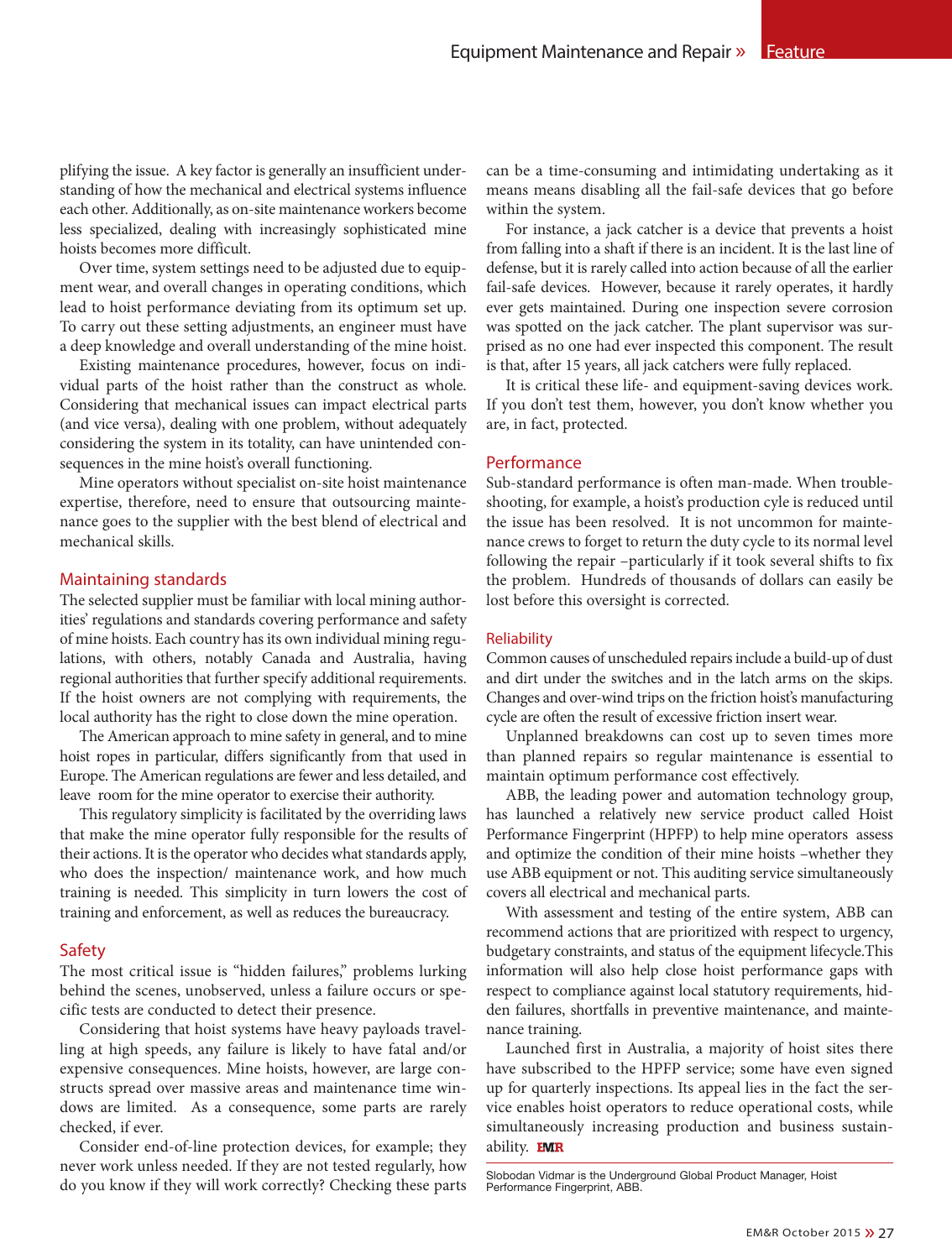plifying the issue. A key factor is generally an insufficient understanding of how the mechanical and electrical systems influence each other. Additionally, as on-site maintenance workers become less specialized, dealing with increasingly sophisticated mine hoists becomes more difficult.

Over time, system settings need to be adjusted due to equipment wear, and overall changes in operating conditions, which lead to hoist performance deviating from its optimum set up. To carry out these setting adjustments, an engineer must have a deep knowledge and overall understanding of the mine hoist.

Existing maintenance procedures, however, focus on individual parts of the hoist rather than the construct as whole. Considering that mechanical issues can impact electrical parts (and vice versa), dealing with one problem, without adequately considering the system in its totality, can have unintended consequences in the mine hoist's overall functioning.

Mine operators without specialist on-site hoist maintenance expertise, therefore, need to ensure that outsourcing maintenance goes to the supplier with the best blend of electrical and mechanical skills.

## Maintaining standards

The selected supplier must be familiar with local mining authorities' regulations and standards covering performance and safety of mine hoists. Each country has its own individual mining regulations, with others, notably Canada and Australia, having regional authorities that further specify additional requirements. If the hoist owners are not complying with requirements, the local authority has the right to close down the mine operation.

The American approach to mine safety in general, and to mine hoist ropes in particular, differs significantly from that used in Europe. The American regulations are fewer and less detailed, and leave room for the mine operator to exercise their authority.

This regulatory simplicity is facilitated by the overriding laws that make the mine operator fully responsible for the results of their actions. It is the operator who decides what standards apply, who does the inspection/ maintenance work, and how much training is needed. This simplicity in turn lowers the cost of training and enforcement, as well as reduces the bureaucracy.

## Safety

The most critical issue is "hidden failures," problems lurking behind the scenes, unobserved, unless a failure occurs or specific tests are conducted to detect their presence.

Considering that hoist systems have heavy payloads travelling at high speeds, any failure is likely to have fatal and/or expensive consequences. Mine hoists, however, are large constructs spread over massive areas and maintenance time windows are limited. As a consequence, some parts are rarely checked, if ever.

Consider end-of-line protection devices, for example; they never work unless needed. If they are not tested regularly, how do you know if they will work correctly? Checking these parts can be a time-consuming and intimidating undertaking as it means means disabling all the fail-safe devices that go before within the system.

For instance, a jack catcher is a device that prevents a hoist from falling into a shaft if there is an incident. It is the last line of defense, but it is rarely called into action because of all the earlier fail-safe devices. However, because it rarely operates, it hardly ever gets maintained. During one inspection severe corrosion was spotted on the jack catcher. The plant supervisor was surprised as no one had ever inspected this component. The result is that, after 15 years, all jack catchers were fully replaced.

It is critical these life- and equipment-saving devices work. If you don't test them, however, you don't know whether you are, in fact, protected.

## Performance

Sub-standard performance is often man-made. When troubleshooting, for example, a hoist's production cyle is reduced until the issue has been resolved. It is not uncommon for maintenance crews to forget to return the duty cycle to its normal level following the repair –particularly if it took several shifts to fix the problem. Hundreds of thousands of dollars can easily be lost before this oversight is corrected.

## Reliability

Common causes of unscheduled repairs include a build-up of dust and dirt under the switches and in the latch arms on the skips. Changes and over-wind trips on the friction hoist's manufacturing cycle are often the result of excessive friction insert wear.

Unplanned breakdowns can cost up to seven times more than planned repairs so regular maintenance is essential to maintain optimum performance cost effectively.

ABB, the leading power and automation technology group, has launched a relatively new service product called Hoist Performance Fingerprint (HPFP) to help mine operators assess and optimize the condition of their mine hoists –whether they use ABB equipment or not. This auditing service simultaneously covers all electrical and mechanical parts.

With assessment and testing of the entire system, ABB can recommend actions that are prioritized with respect to urgency, budgetary constraints, and status of the equipment lifecycle.This information will also help close hoist performance gaps with respect to compliance against local statutory requirements, hidden failures, shortfalls in preventive maintenance, and maintenance training.

Launched first in Australia, a majority of hoist sites there have subscribed to the HPFP service; some have even signed up for quarterly inspections. Its appeal lies in the fact the service enables hoist operators to reduce operational costs, while simultaneously increasing production and business sustainability. EMR

Slobodan Vidmar is the Underground Global Product Manager, Hoist Performance Fingerprint, ABB.